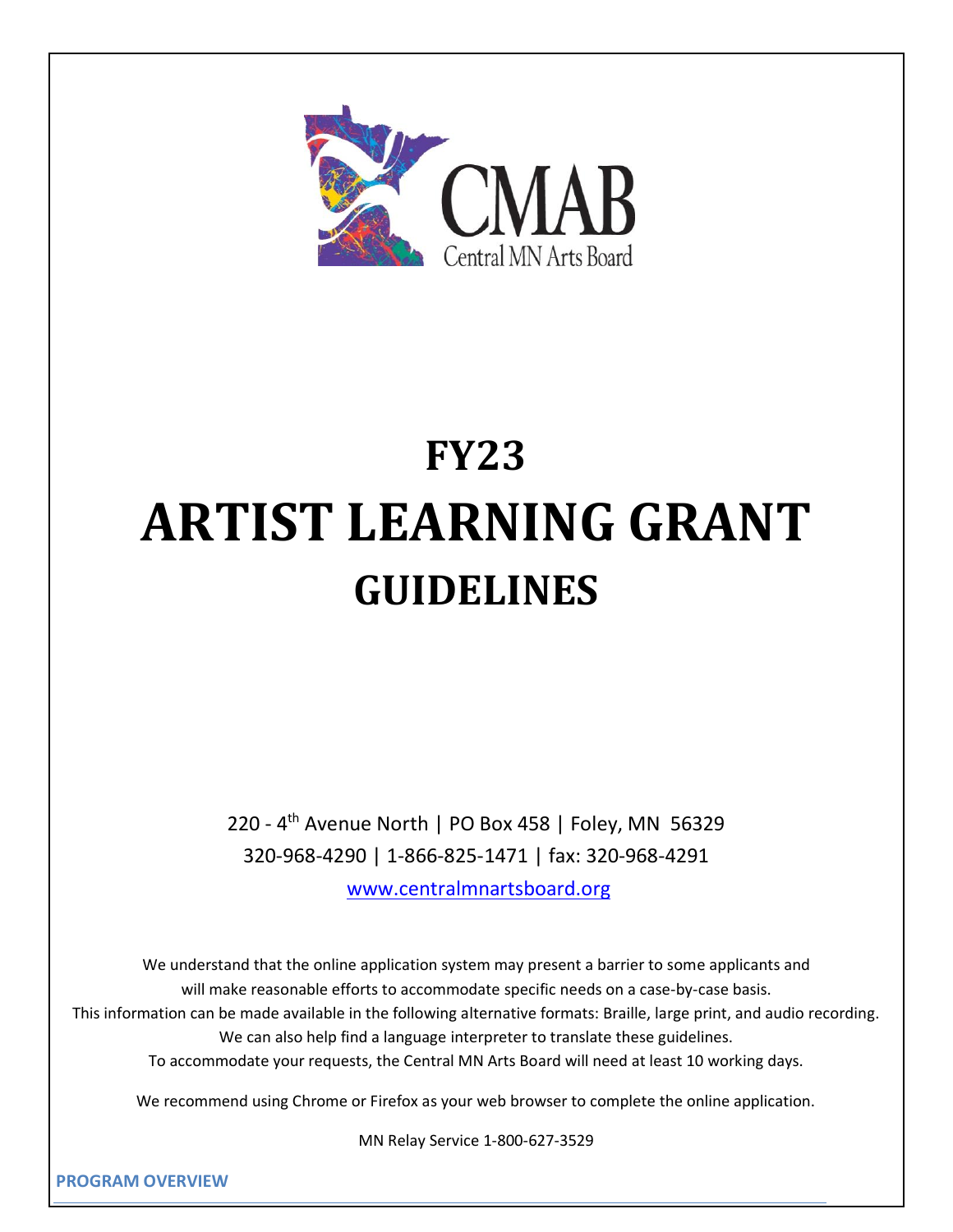CMAB
Central MN Arts Board

# FY23
# ARTIST LEARNING GRANT
## GUIDELINES

220 - 4th Avenue North | PO Box 458 | Foley, MN 56329
320-968-4290 | 1-866-825-1471 | fax: 320-968-4291
www.centralmnartsboard.org

We understand that the online application system may present a barrier to some applicants and will make reasonable efforts to accommodate specific needs on a case-by-case basis.
This information can be made available in the following alternative formats: Braille, large print, and audio recording.
We can also help find a language interpreter to translate these guidelines.
To accommodate your requests, the Central MN Arts Board will need at least 10 working days.

We recommend using Chrome or Firefox as your web browser to complete the online application.

MN Relay Service 1-800-627-3529

## PROGRAM OVERVIEW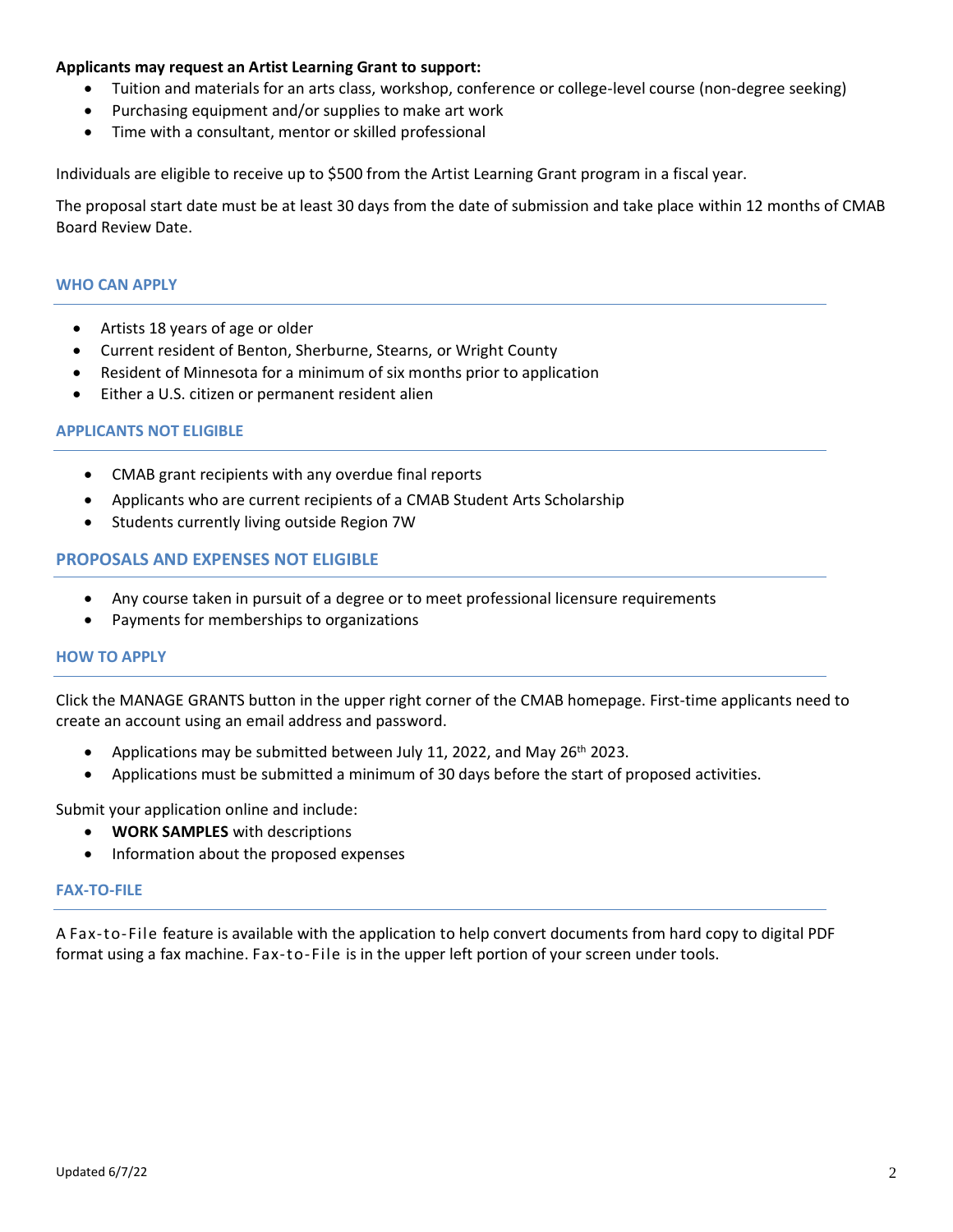**Applicants may request an Artist Learning Grant to support:**

- Tuition and materials for an arts class, workshop, conference or college-level course (non-degree seeking)
- Purchasing equipment and/or supplies to make art work
- Time with a consultant, mentor or skilled professional

Individuals are eligible to receive up to $500 from the Artist Learning Grant program in a fiscal year.

The proposal start date must be at least 30 days from the date of submission and take place within 12 months of CMAB Board Review Date.

## WHO CAN APPLY

- Artists 18 years of age or older
- Current resident of Benton, Sherburne, Stearns, or Wright County
- Resident of Minnesota for a minimum of six months prior to application
- Either a U.S. citizen or permanent resident alien

## APPLICANTS NOT ELIGIBLE

- CMAB grant recipients with any overdue final reports
- Applicants who are current recipients of a CMAB Student Arts Scholarship
- Students currently living outside Region 7W

## PROPOSALS AND EXPENSES NOT ELIGIBLE

- Any course taken in pursuit of a degree or to meet professional licensure requirements
- Payments for memberships to organizations

## HOW TO APPLY

Click the MANAGE GRANTS button in the upper right corner of the CMAB homepage. First-time applicants need to create an account using an email address and password.

- Applications may be submitted between July 11, 2022, and May 26th 2023.
- Applications must be submitted a minimum of 30 days before the start of proposed activities.

Submit your application online and include:

- **WORK SAMPLES** with descriptions
- Information about the proposed expenses

## FAX-TO-FILE

A Fax-to-File feature is available with the application to help convert documents from hard copy to digital PDF format using a fax machine. Fax-to-File is in the upper left portion of your screen under tools.

Updated 6/7/22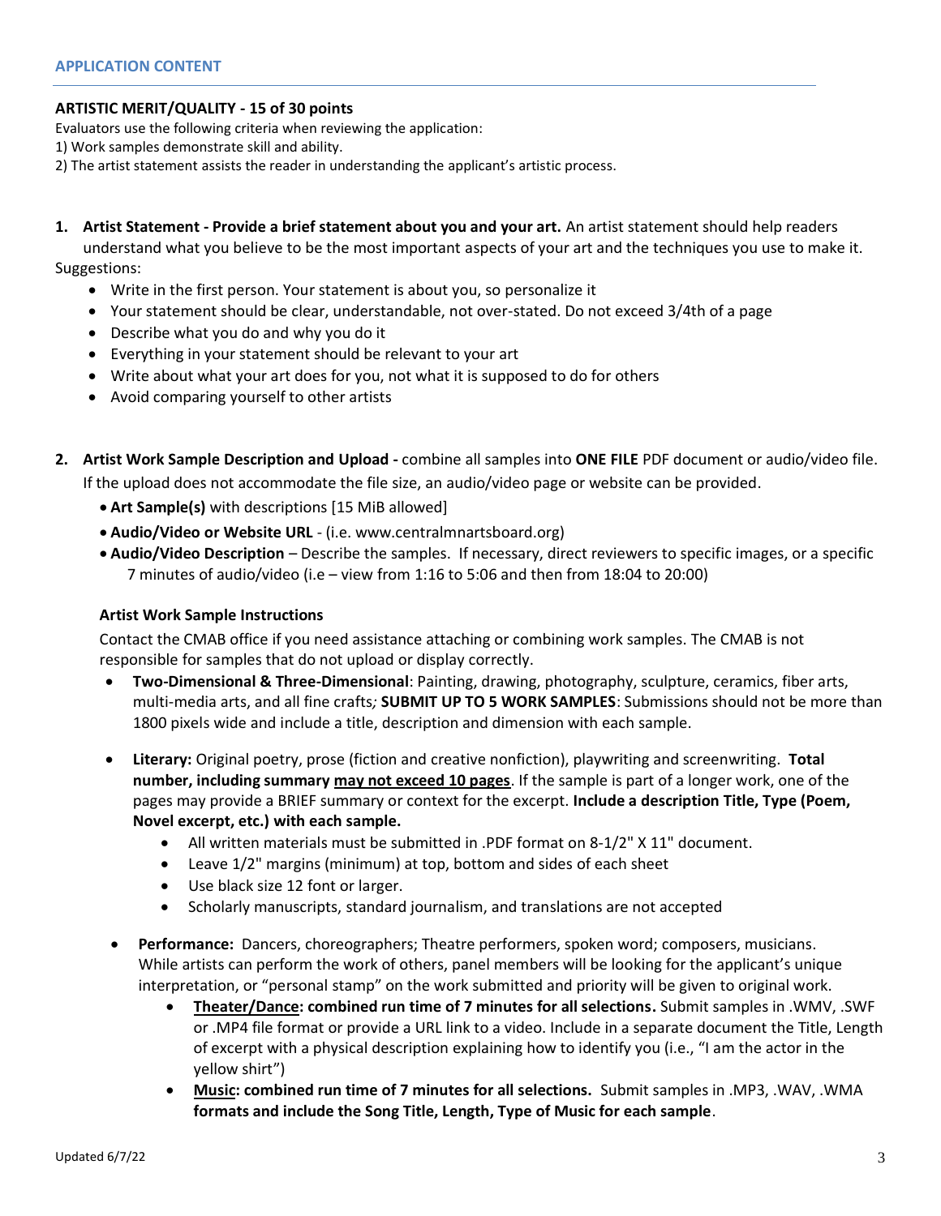## APPLICATION CONTENT

**ARTISTIC MERIT/QUALITY - 15 of 30 points**

Evaluators use the following criteria when reviewing the application:

1) Work samples demonstrate skill and ability.
2) The artist statement assists the reader in understanding the applicant's artistic process.

1. **Artist Statement - Provide a brief statement about you and your art.** An artist statement should help readers understand what you believe to be the most important aspects of your art and the techniques you use to make it.

Suggestions:

- Write in the first person. Your statement is about you, so personalize it
- Your statement should be clear, understandable, not over-stated. Do not exceed 3/4th of a page
- Describe what you do and why you do it
- Everything in your statement should be relevant to your art
- Write about what your art does for you, not what it is supposed to do for others
- Avoid comparing yourself to other artists

2. **Artist Work Sample Description and Upload -** combine all samples into **ONE FILE** PDF document or audio/video file. If the upload does not accommodate the file size, an audio/video page or website can be provided.
   - **Art Sample(s)** with descriptions [15 MiB allowed]
   - **Audio/Video or Website URL** - (i.e. www.centralmnartsboard.org)
   - **Audio/Video Description** – Describe the samples. If necessary, direct reviewers to specific images, or a specific 7 minutes of audio/video (i.e – view from 1:16 to 5:06 and then from 18:04 to 20:00)

   **Artist Work Sample Instructions**

   Contact the CMAB office if you need assistance attaching or combining work samples. The CMAB is not responsible for samples that do not upload or display correctly.

   - **Two-Dimensional & Three-Dimensional**: Painting, drawing, photography, sculpture, ceramics, fiber arts, multi-media arts, and all fine crafts*;* **SUBMIT UP TO 5 WORK SAMPLES**: Submissions should not be more than 1800 pixels wide and include a title, description and dimension with each sample.
   - **Literary:** Original poetry, prose (fiction and creative nonfiction), playwriting and screenwriting. **Total number, including summary <u>may not exceed 10 pages</u>**. If the sample is part of a longer work, one of the pages may provide a BRIEF summary or context for the excerpt. **Include a description Title, Type (Poem, Novel excerpt, etc.) with each sample.**
     - All written materials must be submitted in .PDF format on 8-1/2" X 11" document.
     - Leave 1/2" margins (minimum) at top, bottom and sides of each sheet
     - Use black size 12 font or larger.
     - Scholarly manuscripts, standard journalism, and translations are not accepted
   - **Performance:** Dancers, choreographers; Theatre performers, spoken word; composers, musicians. While artists can perform the work of others, panel members will be looking for the applicant's unique interpretation, or "personal stamp" on the work submitted and priority will be given to original work.
     - **<u>Theater/Dance</u>: combined run time of 7 minutes for all selections.** Submit samples in .WMV, .SWF or .MP4 file format or provide a URL link to a video. Include in a separate document the Title, Length of excerpt with a physical description explaining how to identify you (i.e., "I am the actor in the yellow shirt")
     - **<u>Music</u>: combined run time of 7 minutes for all selections.** Submit samples in .MP3, .WAV, .WMA **formats and include the Song Title, Length, Type of Music for each sample**.

Updated 6/7/22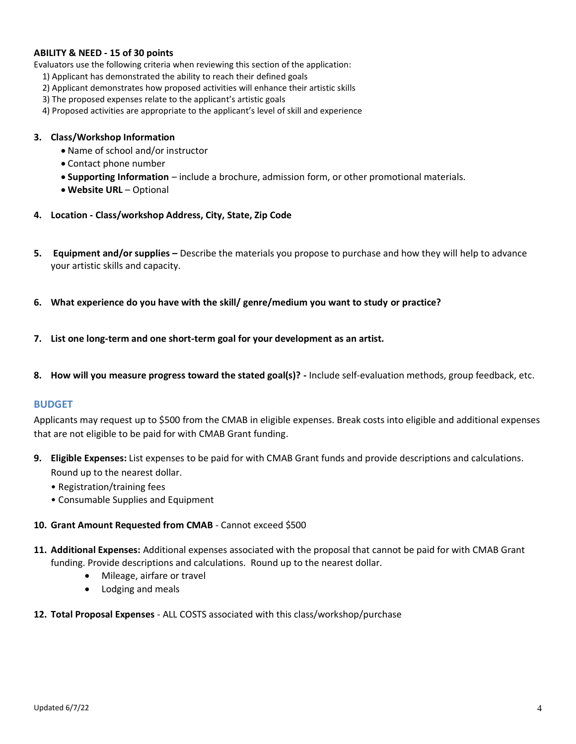**ABILITY & NEED - 15 of 30 points**

Evaluators use the following criteria when reviewing this section of the application:

1) Applicant has demonstrated the ability to reach their defined goals
2) Applicant demonstrates how proposed activities will enhance their artistic skills
3) The proposed expenses relate to the applicant's artistic goals
4) Proposed activities are appropriate to the applicant's level of skill and experience

3. **Class/Workshop Information**
   - Name of school and/or instructor
   - Contact phone number
   - **Supporting Information** – include a brochure, admission form, or other promotional materials.
   - **Website URL** – Optional

4. **Location - Class/workshop Address, City, State, Zip Code**

5. **Equipment and/or supplies –** Describe the materials you propose to purchase and how they will help to advance your artistic skills and capacity.

6. **What experience do you have with the skill/ genre/medium you want to study or practice?**

7. **List one long-term and one short-term goal for your development as an artist.**

8. **How will you measure progress toward the stated goal(s)? -** Include self-evaluation methods, group feedback, etc.

## BUDGET

Applicants may request up to $500 from the CMAB in eligible expenses. Break costs into eligible and additional expenses that are not eligible to be paid for with CMAB Grant funding.

9. **Eligible Expenses:** List expenses to be paid for with CMAB Grant funds and provide descriptions and calculations. Round up to the nearest dollar.
   - Registration/training fees
   - Consumable Supplies and Equipment

10. **Grant Amount Requested from CMAB** - Cannot exceed $500

11. **Additional Expenses:** Additional expenses associated with the proposal that cannot be paid for with CMAB Grant funding. Provide descriptions and calculations. Round up to the nearest dollar.
    - Mileage, airfare or travel
    - Lodging and meals

12. **Total Proposal Expenses** - ALL COSTS associated with this class/workshop/purchase

Updated 6/7/22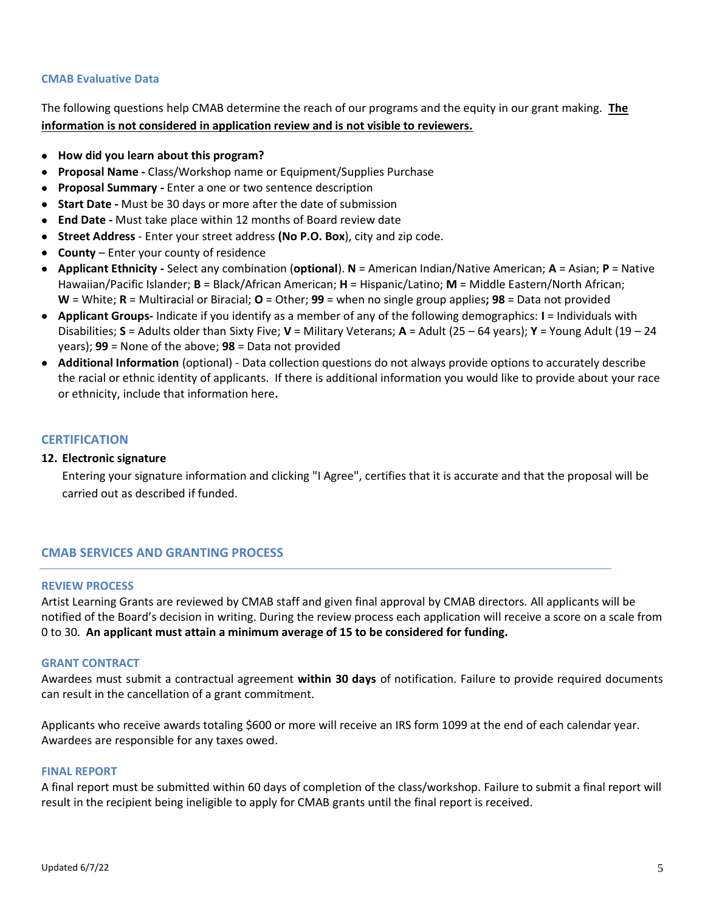### CMAB Evaluative Data

The following questions help CMAB determine the reach of our programs and the equity in our grant making. **The information is not considered in application review and is not visible to reviewers.**

- **How did you learn about this program?**
- **Proposal Name -** Class/Workshop name or Equipment/Supplies Purchase
- **Proposal Summary -** Enter a one or two sentence description
- **Start Date -** Must be 30 days or more after the date of submission
- **End Date -** Must take place within 12 months of Board review date
- **Street Address** - Enter your street address **(No P.O. Box**), city and zip code.
- **County** – Enter your county of residence
- **Applicant Ethnicity -** Select any combination (**optional**). **N** = American Indian/Native American; **A** = Asian; **P** = Native Hawaiian/Pacific Islander; **B** = Black/African American; **H** = Hispanic/Latino; **M** = Middle Eastern/North African; **W** = White; **R** = Multiracial or Biracial; **O** = Other; **99** = when no single group applies**; 98** = Data not provided
- **Applicant Groups-** Indicate if you identify as a member of any of the following demographics: **I** = Individuals with Disabilities; **S** = Adults older than Sixty Five; **V** = Military Veterans; **A** = Adult (25 – 64 years); **Y** = Young Adult (19 – 24 years); **99** = None of the above; **98** = Data not provided
- **Additional Information** (optional) - Data collection questions do not always provide options to accurately describe the racial or ethnic identity of applicants. If there is additional information you would like to provide about your race or ethnicity, include that information here**.**

## CERTIFICATION

**12. Electronic signature**

Entering your signature information and clicking "I Agree", certifies that it is accurate and that the proposal will be carried out as described if funded.

## CMAB SERVICES AND GRANTING PROCESS

### REVIEW PROCESS

Artist Learning Grants are reviewed by CMAB staff and given final approval by CMAB directors. All applicants will be notified of the Board's decision in writing. During the review process each application will receive a score on a scale from 0 to 30. **An applicant must attain a minimum average of 15 to be considered for funding.**

### GRANT CONTRACT

Awardees must submit a contractual agreement **within 30 days** of notification. Failure to provide required documents can result in the cancellation of a grant commitment.

Applicants who receive awards totaling $600 or more will receive an IRS form 1099 at the end of each calendar year. Awardees are responsible for any taxes owed.

### FINAL REPORT

A final report must be submitted within 60 days of completion of the class/workshop. Failure to submit a final report will result in the recipient being ineligible to apply for CMAB grants until the final report is received.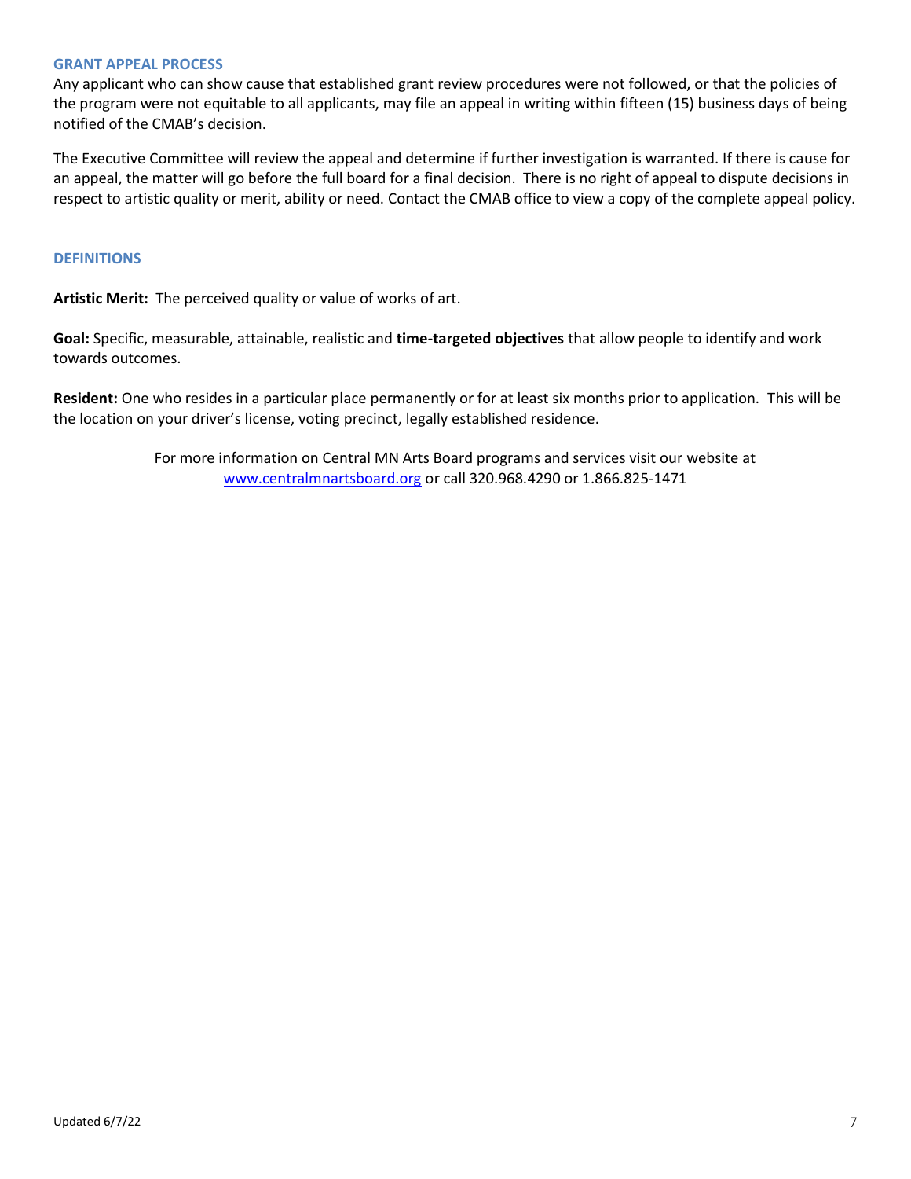## GRANT APPEAL PROCESS

Any applicant who can show cause that established grant review procedures were not followed, or that the policies of the program were not equitable to all applicants, may file an appeal in writing within fifteen (15) business days of being notified of the CMAB's decision.

The Executive Committee will review the appeal and determine if further investigation is warranted. If there is cause for an appeal, the matter will go before the full board for a final decision. There is no right of appeal to dispute decisions in respect to artistic quality or merit, ability or need. Contact the CMAB office to view a copy of the complete appeal policy.

## DEFINITIONS

**Artistic Merit:** The perceived quality or value of works of art.

**Goal:** Specific, measurable, attainable, realistic and **time-targeted objectives** that allow people to identify and work towards outcomes.

**Resident:** One who resides in a particular place permanently or for at least six months prior to application. This will be the location on your driver's license, voting precinct, legally established residence.

For more information on Central MN Arts Board programs and services visit our website at [www.centralmnartsboard.org](http://www.centralmnartsboard.org) or call 320.968.4290 or 1.866.825-1471

Updated 6/7/22